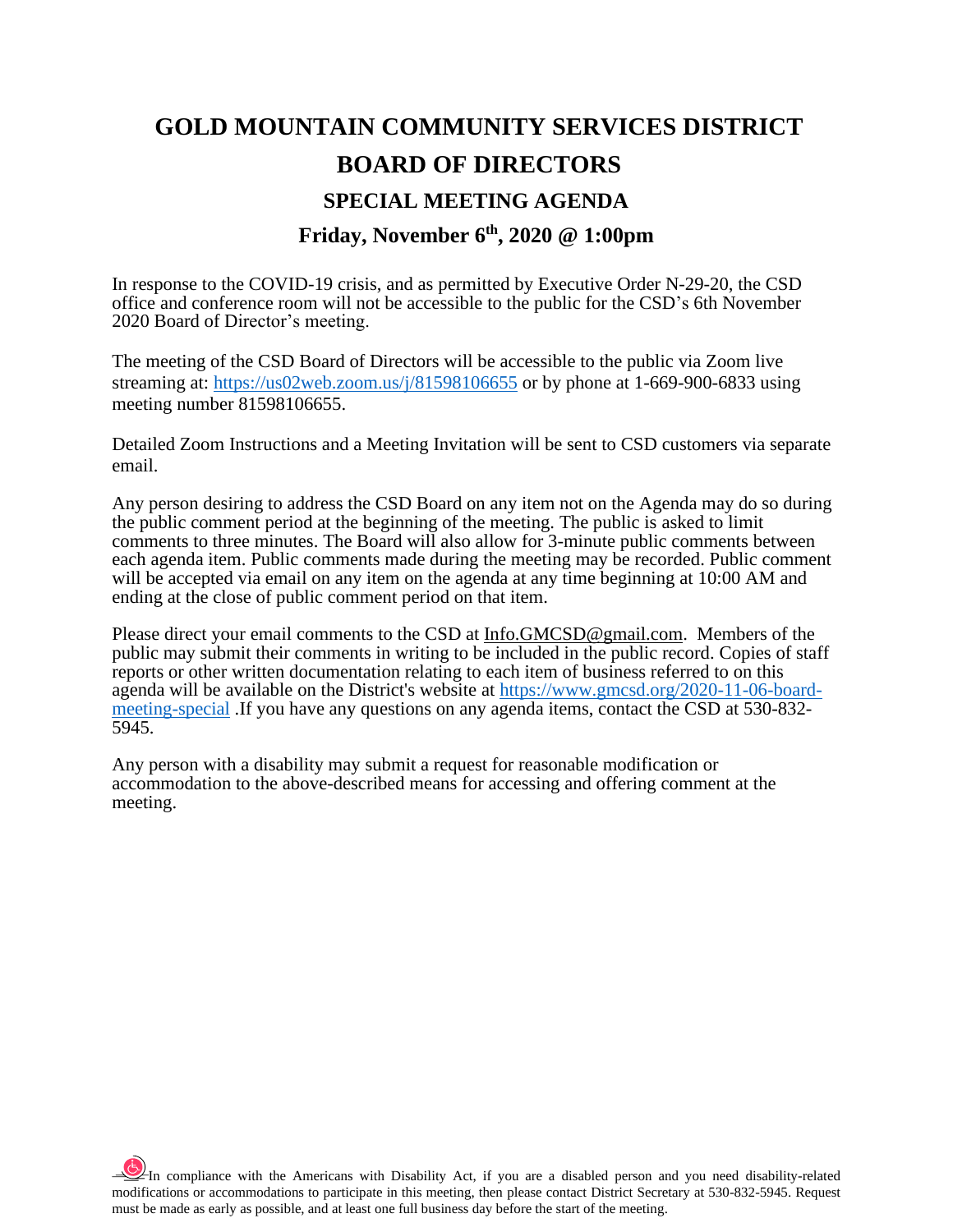# GOLD MOUNTAIN COMMUNITY SERVICES DISTRICT

# BOARD OF DIRECTORS

## SPECIAL MEETING AGENDA

### Friday, November 6th, 2020 @ 1:00pm

In response to the COVID-19 crisis, and as permitted by Executive Order N-29-20, the CSD office and conference room will not be accessible to the public for the CSD's 6th November 2020 Board of Director's meeting.

The meeting of the CSD Board of Directors will be accessible to the public via Zoom live streaming at: https://us02web.zoom.us/j/81598106655 or by phone at 1-669-900-6833 using meeting number 81598106655.

Detailed Zoom Instructions and a Meeting Invitation will be sent to CSD customers via separate email.

Any person desiring to address the CSD Board on any item not on the Agenda may do so during the public comment period at the beginning of the meeting. The public is asked to limit comments to three minutes. The Board will also allow for 3-minute public comments between each agenda item. Public comments made during the meeting may be recorded. Public comment will be accepted via email on any item on the agenda at any time beginning at 10:00 AM and ending at the close of public comment period on that item.

Please direct your email comments to the CSD at Info.GMCSD@gmail.com. Members of the public may submit their comments in writing to be included in the public record. Copies of staff reports or other written documentation relating to each item of business referred to on this agenda will be available on the District's website at https://www.gmcsd.org/2020-11-06-board-meeting-special .If you have any questions on any agenda items, contact the CSD at 530-832-5945.

Any person with a disability may submit a request for reasonable modification or accommodation to the above-described means for accessing and offering comment at the meeting.

In compliance with the Americans with Disability Act, if you are a disabled person and you need disability-related modifications or accommodations to participate in this meeting, then please contact District Secretary at 530-832-5945. Request must be made as early as possible, and at least one full business day before the start of the meeting.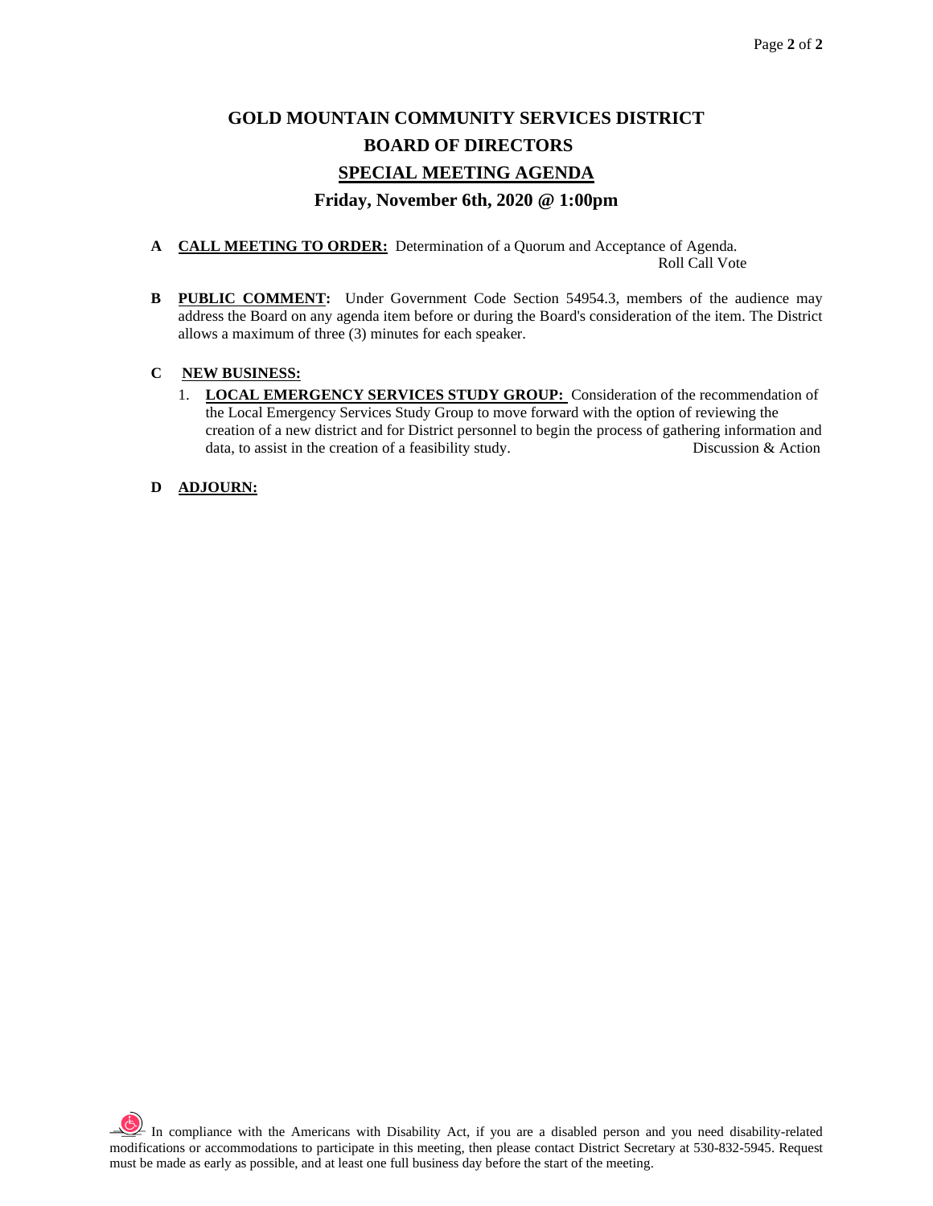# GOLD MOUNTAIN COMMUNITY SERVICES DISTRICT

## BOARD OF DIRECTORS

## SPECIAL MEETING AGENDA

### Friday, November 6th, 2020 @ 1:00pm

**A CALL MEETING TO ORDER:** Determination of a Quorum and Acceptance of Agenda.
Roll Call Vote

**B PUBLIC COMMENT:** Under Government Code Section 54954.3, members of the audience may address the Board on any agenda item before or during the Board's consideration of the item. The District allows a maximum of three (3) minutes for each speaker.

**C NEW BUSINESS:**

1. **LOCAL EMERGENCY SERVICES STUDY GROUP:** Consideration of the recommendation of the Local Emergency Services Study Group to move forward with the option of reviewing the creation of a new district and for District personnel to begin the process of gathering information and data, to assist in the creation of a feasibility study. Discussion & Action

**D ADJOURN:**

In compliance with the Americans with Disability Act, if you are a disabled person and you need disability-related modifications or accommodations to participate in this meeting, then please contact District Secretary at 530-832-5945. Request must be made as early as possible, and at least one full business day before the start of the meeting.